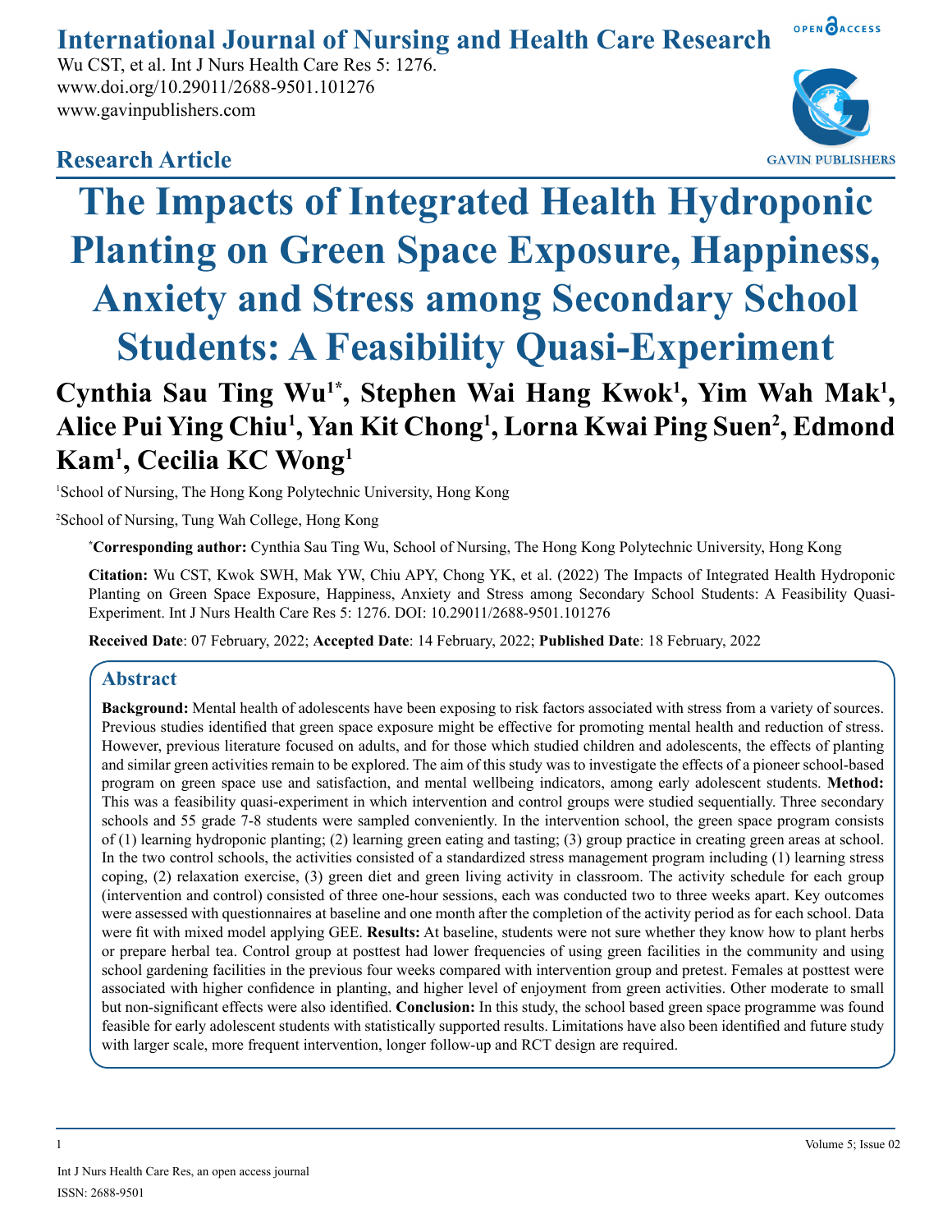# International Journal of Nursing and Health Care Research

Wu CST, et al. Int J Nurs Health Care Res 5: 1276.
www.doi.org/10.29011/2688-9501.101276
www.gavinpublishers.com

## Research Article

# The Impacts of Integrated Health Hydroponic Planting on Green Space Exposure, Happiness, Anxiety and Stress among Secondary School Students: A Feasibility Quasi-Experiment

**Cynthia Sau Ting Wu[1*], Stephen Wai Hang Kwok[1], Yim Wah Mak[1], Alice Pui Ying Chiu[1], Yan Kit Chong[1], Lorna Kwai Ping Suen[2], Edmond Kam[1], Cecilia KC Wong[1]**

[1]School of Nursing, The Hong Kong Polytechnic University, Hong Kong

[2]School of Nursing, Tung Wah College, Hong Kong

[*]**Corresponding author:** Cynthia Sau Ting Wu, School of Nursing, The Hong Kong Polytechnic University, Hong Kong

**Citation:** Wu CST, Kwok SWH, Mak YW, Chiu APY, Chong YK, et al. (2022) The Impacts of Integrated Health Hydroponic Planting on Green Space Exposure, Happiness, Anxiety and Stress among Secondary School Students: A Feasibility Quasi-Experiment. Int J Nurs Health Care Res 5: 1276. DOI: 10.29011/2688-9501.101276

**Received Date**: 07 February, 2022; **Accepted Date**: 14 February, 2022; **Published Date**: 18 February, 2022

## Abstract

**Background:** Mental health of adolescents have been exposing to risk factors associated with stress from a variety of sources. Previous studies identified that green space exposure might be effective for promoting mental health and reduction of stress. However, previous literature focused on adults, and for those which studied children and adolescents, the effects of planting and similar green activities remain to be explored. The aim of this study was to investigate the effects of a pioneer school-based program on green space use and satisfaction, and mental wellbeing indicators, among early adolescent students. **Method:** This was a feasibility quasi-experiment in which intervention and control groups were studied sequentially. Three secondary schools and 55 grade 7-8 students were sampled conveniently. In the intervention school, the green space program consists of (1) learning hydroponic planting; (2) learning green eating and tasting; (3) group practice in creating green areas at school. In the two control schools, the activities consisted of a standardized stress management program including (1) learning stress coping, (2) relaxation exercise, (3) green diet and green living activity in classroom. The activity schedule for each group (intervention and control) consisted of three one-hour sessions, each was conducted two to three weeks apart. Key outcomes were assessed with questionnaires at baseline and one month after the completion of the activity period as for each school. Data were fit with mixed model applying GEE. **Results:** At baseline, students were not sure whether they know how to plant herbs or prepare herbal tea. Control group at posttest had lower frequencies of using green facilities in the community and using school gardening facilities in the previous four weeks compared with intervention group and pretest. Females at posttest were associated with higher confidence in planting, and higher level of enjoyment from green activities. Other moderate to small but non-significant effects were also identified. **Conclusion:** In this study, the school based green space programme was found feasible for early adolescent students with statistically supported results. Limitations have also been identified and future study with larger scale, more frequent intervention, longer follow-up and RCT design are required.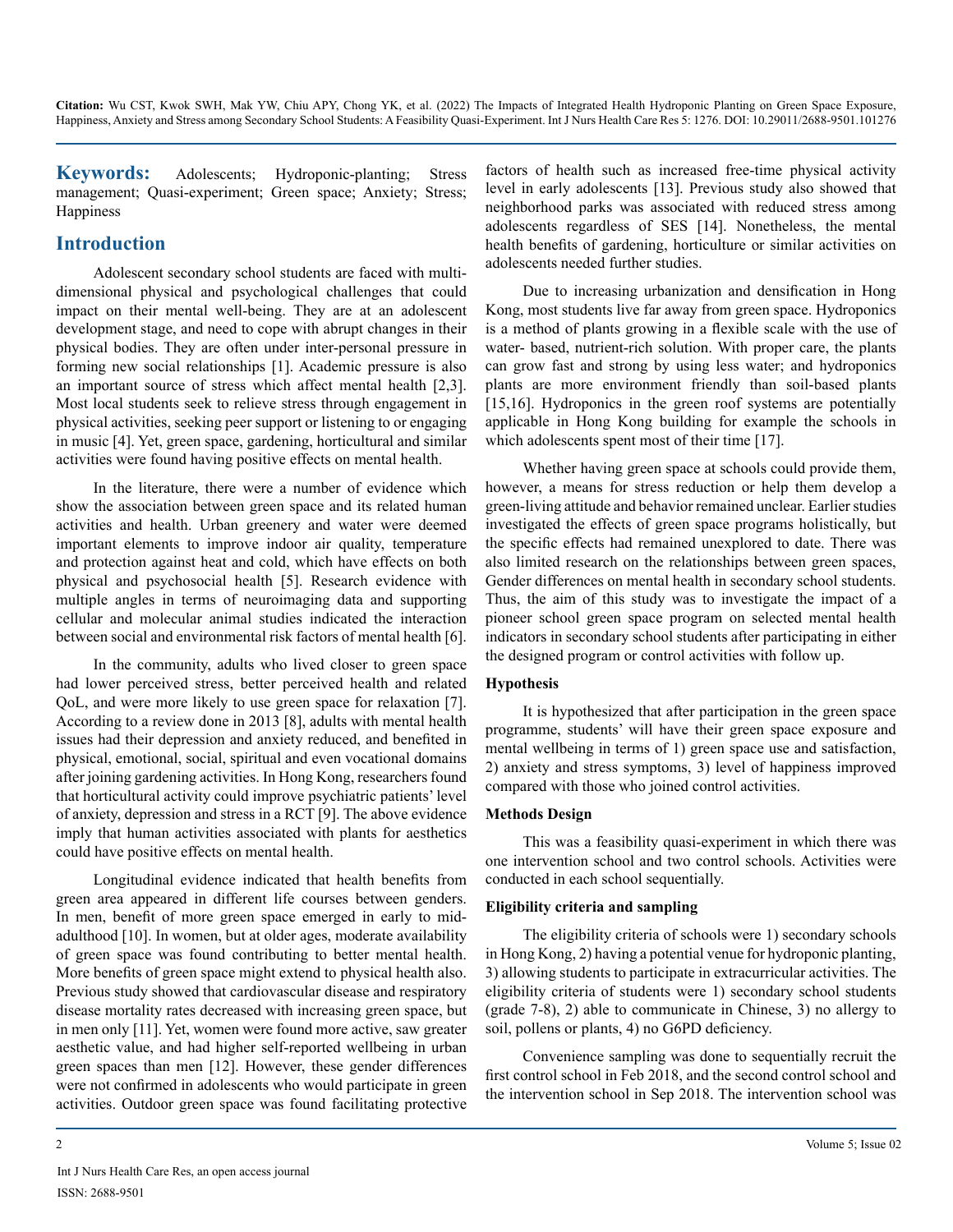**Keywords:** Adolescents; Hydroponic-planting; Stress management; Quasi-experiment; Green space; Anxiety; Stress; Happiness

## Introduction

Adolescent secondary school students are faced with multi-dimensional physical and psychological challenges that could impact on their mental well-being. They are at an adolescent development stage, and need to cope with abrupt changes in their physical bodies. They are often under inter-personal pressure in forming new social relationships [1]. Academic pressure is also an important source of stress which affect mental health [2,3]. Most local students seek to relieve stress through engagement in physical activities, seeking peer support or listening to or engaging in music [4]. Yet, green space, gardening, horticultural and similar activities were found having positive effects on mental health.

In the literature, there were a number of evidence which show the association between green space and its related human activities and health. Urban greenery and water were deemed important elements to improve indoor air quality, temperature and protection against heat and cold, which have effects on both physical and psychosocial health [5]. Research evidence with multiple angles in terms of neuroimaging data and supporting cellular and molecular animal studies indicated the interaction between social and environmental risk factors of mental health [6].

In the community, adults who lived closer to green space had lower perceived stress, better perceived health and related QoL, and were more likely to use green space for relaxation [7]. According to a review done in 2013 [8], adults with mental health issues had their depression and anxiety reduced, and benefited in physical, emotional, social, spiritual and even vocational domains after joining gardening activities. In Hong Kong, researchers found that horticultural activity could improve psychiatric patients' level of anxiety, depression and stress in a RCT [9]. The above evidence imply that human activities associated with plants for aesthetics could have positive effects on mental health.

Longitudinal evidence indicated that health benefits from green area appeared in different life courses between genders. In men, benefit of more green space emerged in early to mid-adulthood [10]. In women, but at older ages, moderate availability of green space was found contributing to better mental health. More benefits of green space might extend to physical health also. Previous study showed that cardiovascular disease and respiratory disease mortality rates decreased with increasing green space, but in men only [11]. Yet, women were found more active, saw greater aesthetic value, and had higher self-reported wellbeing in urban green spaces than men [12]. However, these gender differences were not confirmed in adolescents who would participate in green activities. Outdoor green space was found facilitating protective factors of health such as increased free-time physical activity level in early adolescents [13]. Previous study also showed that neighborhood parks was associated with reduced stress among adolescents regardless of SES [14]. Nonetheless, the mental health benefits of gardening, horticulture or similar activities on adolescents needed further studies.

Due to increasing urbanization and densification in Hong Kong, most students live far away from green space. Hydroponics is a method of plants growing in a flexible scale with the use of water- based, nutrient-rich solution. With proper care, the plants can grow fast and strong by using less water; and hydroponics plants are more environment friendly than soil-based plants [15,16]. Hydroponics in the green roof systems are potentially applicable in Hong Kong building for example the schools in which adolescents spent most of their time [17].

Whether having green space at schools could provide them, however, a means for stress reduction or help them develop a green-living attitude and behavior remained unclear. Earlier studies investigated the effects of green space programs holistically, but the specific effects had remained unexplored to date. There was also limited research on the relationships between green spaces, Gender differences on mental health in secondary school students. Thus, the aim of this study was to investigate the impact of a pioneer school green space program on selected mental health indicators in secondary school students after participating in either the designed program or control activities with follow up.

### Hypothesis

It is hypothesized that after participation in the green space programme, students' will have their green space exposure and mental wellbeing in terms of 1) green space use and satisfaction, 2) anxiety and stress symptoms, 3) level of happiness improved compared with those who joined control activities.

### Methods Design

This was a feasibility quasi-experiment in which there was one intervention school and two control schools. Activities were conducted in each school sequentially.

### Eligibility criteria and sampling

The eligibility criteria of schools were 1) secondary schools in Hong Kong, 2) having a potential venue for hydroponic planting, 3) allowing students to participate in extracurricular activities. The eligibility criteria of students were 1) secondary school students (grade 7-8), 2) able to communicate in Chinese, 3) no allergy to soil, pollens or plants, 4) no G6PD deficiency.

Convenience sampling was done to sequentially recruit the first control school in Feb 2018, and the second control school and the intervention school in Sep 2018. The intervention school was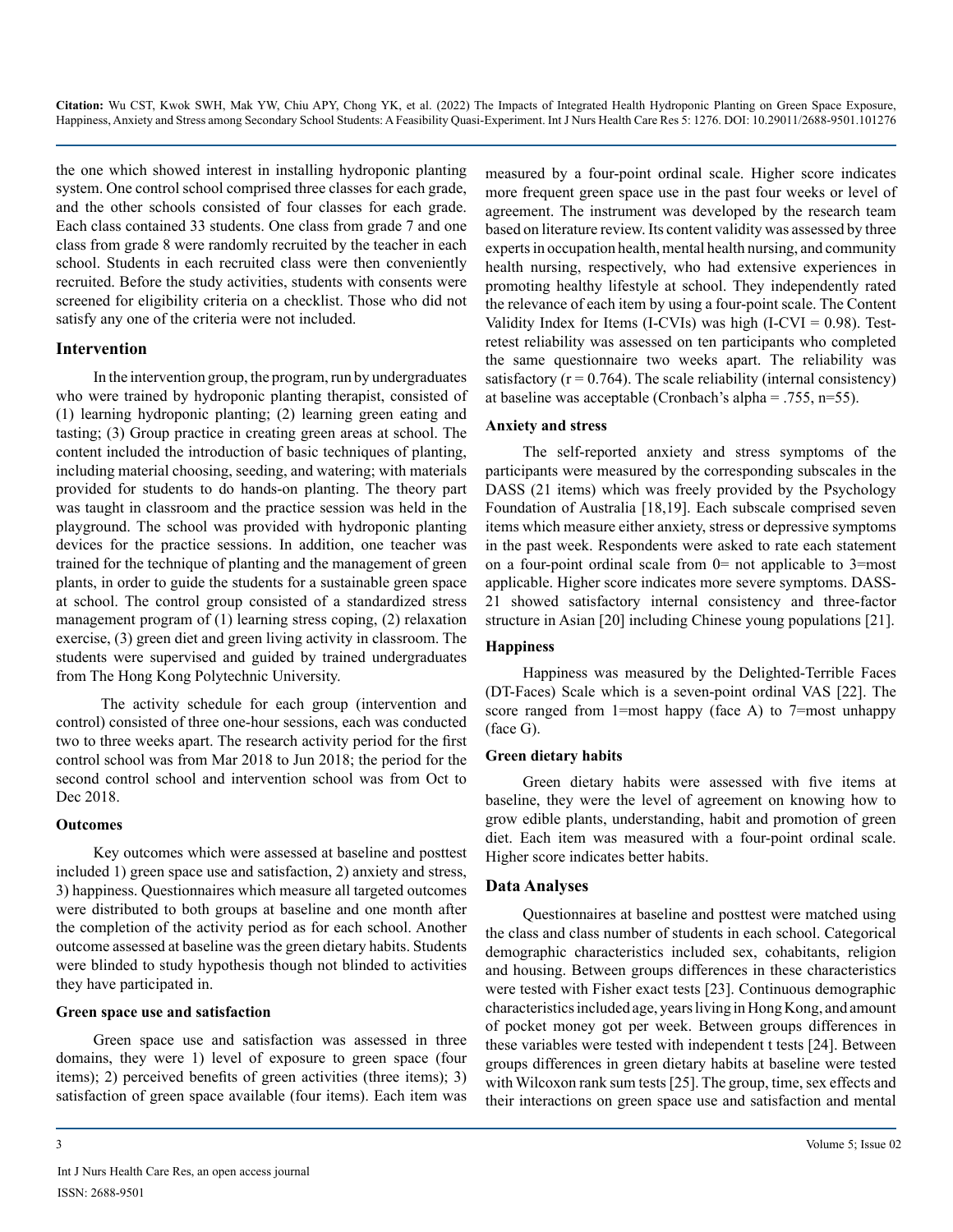the one which showed interest in installing hydroponic planting system. One control school comprised three classes for each grade, and the other schools consisted of four classes for each grade. Each class contained 33 students. One class from grade 7 and one class from grade 8 were randomly recruited by the teacher in each school. Students in each recruited class were then conveniently recruited. Before the study activities, students with consents were screened for eligibility criteria on a checklist. Those who did not satisfy any one of the criteria were not included.

## Intervention

In the intervention group, the program, run by undergraduates who were trained by hydroponic planting therapist, consisted of (1) learning hydroponic planting; (2) learning green eating and tasting; (3) Group practice in creating green areas at school. The content included the introduction of basic techniques of planting, including material choosing, seeding, and watering; with materials provided for students to do hands-on planting. The theory part was taught in classroom and the practice session was held in the playground. The school was provided with hydroponic planting devices for the practice sessions. In addition, one teacher was trained for the technique of planting and the management of green plants, in order to guide the students for a sustainable green space at school. The control group consisted of a standardized stress management program of (1) learning stress coping, (2) relaxation exercise, (3) green diet and green living activity in classroom. The students were supervised and guided by trained undergraduates from The Hong Kong Polytechnic University.

The activity schedule for each group (intervention and control) consisted of three one-hour sessions, each was conducted two to three weeks apart. The research activity period for the first control school was from Mar 2018 to Jun 2018; the period for the second control school and intervention school was from Oct to Dec 2018.

### Outcomes

Key outcomes which were assessed at baseline and posttest included 1) green space use and satisfaction, 2) anxiety and stress, 3) happiness. Questionnaires which measure all targeted outcomes were distributed to both groups at baseline and one month after the completion of the activity period as for each school. Another outcome assessed at baseline was the green dietary habits. Students were blinded to study hypothesis though not blinded to activities they have participated in.

### Green space use and satisfaction

Green space use and satisfaction was assessed in three domains, they were 1) level of exposure to green space (four items); 2) perceived benefits of green activities (three items); 3) satisfaction of green space available (four items). Each item was measured by a four-point ordinal scale. Higher score indicates more frequent green space use in the past four weeks or level of agreement. The instrument was developed by the research team based on literature review. Its content validity was assessed by three experts in occupation health, mental health nursing, and community health nursing, respectively, who had extensive experiences in promoting healthy lifestyle at school. They independently rated the relevance of each item by using a four-point scale. The Content Validity Index for Items (I-CVIs) was high (I-CVI = 0.98). Test-retest reliability was assessed on ten participants who completed the same questionnaire two weeks apart. The reliability was satisfactory ($r = 0.764$). The scale reliability (internal consistency) at baseline was acceptable (Cronbach's alpha = .755, n=55).

### Anxiety and stress

The self-reported anxiety and stress symptoms of the participants were measured by the corresponding subscales in the DASS (21 items) which was freely provided by the Psychology Foundation of Australia [18,19]. Each subscale comprised seven items which measure either anxiety, stress or depressive symptoms in the past week. Respondents were asked to rate each statement on a four-point ordinal scale from 0= not applicable to 3=most applicable. Higher score indicates more severe symptoms. DASS-21 showed satisfactory internal consistency and three-factor structure in Asian [20] including Chinese young populations [21].

### Happiness

Happiness was measured by the Delighted-Terrible Faces (DT-Faces) Scale which is a seven-point ordinal VAS [22]. The score ranged from 1=most happy (face A) to 7=most unhappy (face G).

### Green dietary habits

Green dietary habits were assessed with five items at baseline, they were the level of agreement on knowing how to grow edible plants, understanding, habit and promotion of green diet. Each item was measured with a four-point ordinal scale. Higher score indicates better habits.

## Data Analyses

Questionnaires at baseline and posttest were matched using the class and class number of students in each school. Categorical demographic characteristics included sex, cohabitants, religion and housing. Between groups differences in these characteristics were tested with Fisher exact tests [23]. Continuous demographic characteristics included age, years living in Hong Kong, and amount of pocket money got per week. Between groups differences in these variables were tested with independent t tests [24]. Between groups differences in green dietary habits at baseline were tested with Wilcoxon rank sum tests [25]. The group, time, sex effects and their interactions on green space use and satisfaction and mental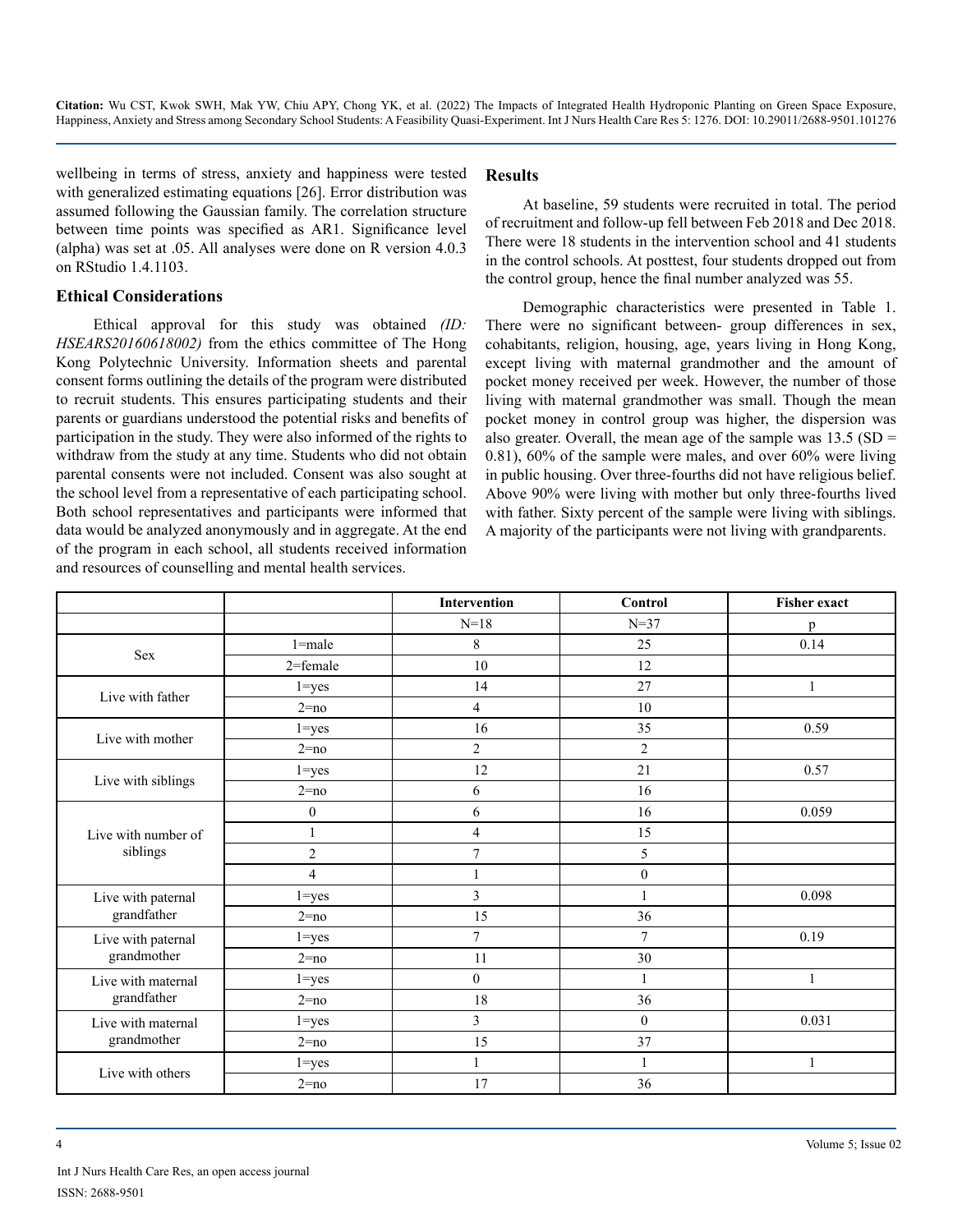wellbeing in terms of stress, anxiety and happiness were tested with generalized estimating equations [26]. Error distribution was assumed following the Gaussian family. The correlation structure between time points was specified as AR1. Significance level (alpha) was set at .05. All analyses were done on R version 4.0.3 on RStudio 1.4.1103.

## Ethical Considerations

Ethical approval for this study was obtained *(ID: HSEARS20160618002)* from the ethics committee of The Hong Kong Polytechnic University. Information sheets and parental consent forms outlining the details of the program were distributed to recruit students. This ensures participating students and their parents or guardians understood the potential risks and benefits of participation in the study. They were also informed of the rights to withdraw from the study at any time. Students who did not obtain parental consents were not included. Consent was also sought at the school level from a representative of each participating school. Both school representatives and participants were informed that data would be analyzed anonymously and in aggregate. At the end of the program in each school, all students received information and resources of counselling and mental health services.

## Results

At baseline, 59 students were recruited in total. The period of recruitment and follow-up fell between Feb 2018 and Dec 2018. There were 18 students in the intervention school and 41 students in the control schools. At posttest, four students dropped out from the control group, hence the final number analyzed was 55.

Demographic characteristics were presented in Table 1. There were no significant between- group differences in sex, cohabitants, religion, housing, age, years living in Hong Kong, except living with maternal grandmother and the amount of pocket money received per week. However, the number of those living with maternal grandmother was small. Though the mean pocket money in control group was higher, the dispersion was also greater. Overall, the mean age of the sample was 13.5 (SD = 0.81), 60% of the sample were males, and over 60% were living in public housing. Over three-fourths did not have religious belief. Above 90% were living with mother but only three-fourths lived with father. Sixty percent of the sample were living with siblings. A majority of the participants were not living with grandparents.

| | | **Intervention** | **Control** | **Fisher exact** |
|---|---|---|---|---|
| | | N=18 | N=37 | p |
| Sex | 1=male | 8 | 25 | 0.14 |
| | 2=female | 10 | 12 | |
| Live with father | 1=yes | 14 | 27 | 1 |
| | 2=no | 4 | 10 | |
| Live with mother | 1=yes | 16 | 35 | 0.59 |
| | 2=no | 2 | 2 | |
| Live with siblings | 1=yes | 12 | 21 | 0.57 |
| | 2=no | 6 | 16 | |
| Live with number of siblings | 0 | 6 | 16 | 0.059 |
| | 1 | 4 | 15 | |
| | 2 | 7 | 5 | |
| | 4 | 1 | 0 | |
| Live with paternal grandfather | 1=yes | 3 | 1 | 0.098 |
| | 2=no | 15 | 36 | |
| Live with paternal grandmother | 1=yes | 7 | 7 | 0.19 |
| | 2=no | 11 | 30 | |
| Live with maternal grandfather | 1=yes | 0 | 1 | 1 |
| | 2=no | 18 | 36 | |
| Live with maternal grandmother | 1=yes | 3 | 0 | 0.031 |
| | 2=no | 15 | 37 | |
| Live with others | 1=yes | 1 | 1 | 1 |
| | 2=no | 17 | 36 | |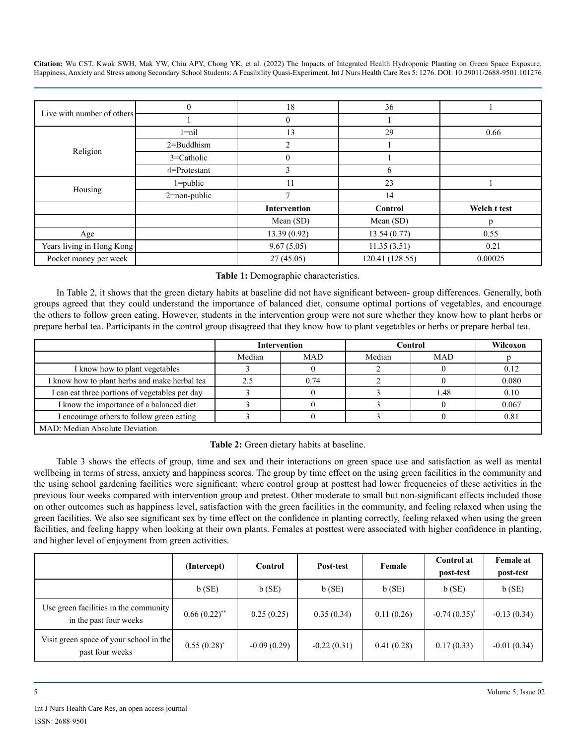| Live with number of others | 0 | 18 | 36 | 1 |
|---|---|---|---|---|
| | 1 | 0 | 1 | |
| Religion | 1=nil | 13 | 29 | 0.66 |
| | 2=Buddhism | 2 | 1 | |
| | 3=Catholic | 0 | 1 | |
| | 4=Protestant | 3 | 6 | |
| Housing | 1=public | 11 | 23 | 1 |
| | 2=non-public | 7 | 14 | |
| | | **Intervention** | **Control** | **Welch t test** |
| | | Mean (SD) | Mean (SD) | p |
| Age | | 13.39 (0.92) | 13.54 (0.77) | 0.55 |
| Years living in Hong Kong | | 9.67 (5.05) | 11.35 (3.51) | 0.21 |
| Pocket money per week | | 27 (45.05) | 120.41 (128.55) | 0.00025 |

**Table 1:** Demographic characteristics.

In Table 2, it shows that the green dietary habits at baseline did not have significant between- group differences. Generally, both groups agreed that they could understand the importance of balanced diet, consume optimal portions of vegetables, and encourage the others to follow green eating. However, students in the intervention group were not sure whether they know how to plant herbs or prepare herbal tea. Participants in the control group disagreed that they know how to plant vegetables or herbs or prepare herbal tea.

| | **Intervention** | | **Control** | | **Wilcoxon** |
|---|---|---|---|---|---|
| | Median | MAD | Median | MAD | p |
| I know how to plant vegetables | 3 | 0 | 2 | 0 | 0.12 |
| I know how to plant herbs and make herbal tea | 2.5 | 0.74 | 2 | 0 | 0.080 |
| I can eat three portions of vegetables per day | 3 | 0 | 3 | 1.48 | 0.10 |
| I know the importance of a balanced diet | 3 | 0 | 3 | 0 | 0.067 |
| I encourage others to follow green eating | 3 | 0 | 3 | 0 | 0.81 |
| MAD: Median Absolute Deviation | | | | | |

**Table 2:** Green dietary habits at baseline.

Table 3 shows the effects of group, time and sex and their interactions on green space use and satisfaction as well as mental wellbeing in terms of stress, anxiety and happiness scores. The group by time effect on the using green facilities in the community and the using school gardening facilities were significant; where control group at posttest had lower frequencies of these activities in the previous four weeks compared with intervention group and pretest. Other moderate to small but non-significant effects included those on other outcomes such as happiness level, satisfaction with the green facilities in the community, and feeling relaxed when using the green facilities. We also see significant sex by time effect on the confidence in planting correctly, feeling relaxed when using the green facilities, and feeling happy when looking at their own plants. Females at posttest were associated with higher confidence in planting, and higher level of enjoyment from green activities.

| | **(Intercept)** | **Control** | **Post-test** | **Female** | **Control at post-test** | **Female at post-test** |
|---|---|---|---|---|---|---|
| | b (SE) | b (SE) | b (SE) | b (SE) | b (SE) | b (SE) |
| Use green facilities in the community in the past four weeks | 0.66 (0.22)** | 0.25 (0.25) | 0.35 (0.34) | 0.11 (0.26) | -0.74 (0.35)* | -0.13 (0.34) |
| Visit green space of your school in the past four weeks | 0.55 (0.28)* | -0.09 (0.29) | -0.22 (0.31) | 0.41 (0.28) | 0.17 (0.33) | -0.01 (0.34) |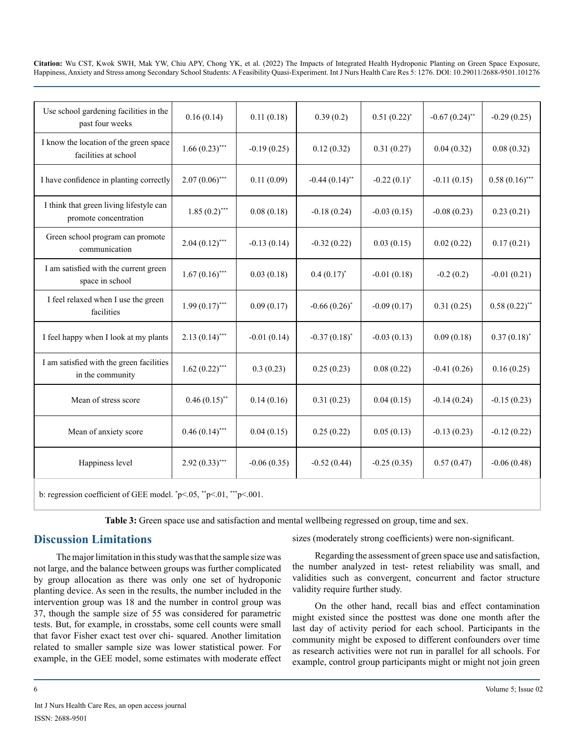| Use school gardening facilities in the past four weeks | 0.16 (0.14) | 0.11 (0.18) | 0.39 (0.2) | 0.51 (0.22)* | -0.67 (0.24)** | -0.29 (0.25) |
|---|---|---|---|---|---|---|
| I know the location of the green space facilities at school | 1.66 (0.23)*** | -0.19 (0.25) | 0.12 (0.32) | 0.31 (0.27) | 0.04 (0.32) | 0.08 (0.32) |
| I have confidence in planting correctly | 2.07 (0.06)*** | 0.11 (0.09) | -0.44 (0.14)** | -0.22 (0.1)* | -0.11 (0.15) | 0.58 (0.16)*** |
| I think that green living lifestyle can promote concentration | 1.85 (0.2)*** | 0.08 (0.18) | -0.18 (0.24) | -0.03 (0.15) | -0.08 (0.23) | 0.23 (0.21) |
| Green school program can promote communication | 2.04 (0.12)*** | -0.13 (0.14) | -0.32 (0.22) | 0.03 (0.15) | 0.02 (0.22) | 0.17 (0.21) |
| I am satisfied with the current green space in school | 1.67 (0.16)*** | 0.03 (0.18) | 0.4 (0.17)* | -0.01 (0.18) | -0.2 (0.2) | -0.01 (0.21) |
| I feel relaxed when I use the green facilities | 1.99 (0.17)*** | 0.09 (0.17) | -0.66 (0.26)* | -0.09 (0.17) | 0.31 (0.25) | 0.58 (0.22)** |
| I feel happy when I look at my plants | 2.13 (0.14)*** | -0.01 (0.14) | -0.37 (0.18)* | -0.03 (0.13) | 0.09 (0.18) | 0.37 (0.18)* |
| I am satisfied with the green facilities in the community | 1.62 (0.22)*** | 0.3 (0.23) | 0.25 (0.23) | 0.08 (0.22) | -0.41 (0.26) | 0.16 (0.25) |
| Mean of stress score | 0.46 (0.15)** | 0.14 (0.16) | 0.31 (0.23) | 0.04 (0.15) | -0.14 (0.24) | -0.15 (0.23) |
| Mean of anxiety score | 0.46 (0.14)*** | 0.04 (0.15) | 0.25 (0.22) | 0.05 (0.13) | -0.13 (0.23) | -0.12 (0.22) |
| Happiness level | 2.92 (0.33)*** | -0.06 (0.35) | -0.52 (0.44) | -0.25 (0.35) | 0.57 (0.47) | -0.06 (0.48) |

b: regression coefficient of GEE model. *p<.05, **p<.01, ***p<.001.

**Table 3:** Green space use and satisfaction and mental wellbeing regressed on group, time and sex.

## Discussion Limitations

The major limitation in this study was that the sample size was not large, and the balance between groups was further complicated by group allocation as there was only one set of hydroponic planting device. As seen in the results, the number included in the intervention group was 18 and the number in control group was 37, though the sample size of 55 was considered for parametric tests. But, for example, in crosstabs, some cell counts were small that favor Fisher exact test over chi- squared. Another limitation related to smaller sample size was lower statistical power. For example, in the GEE model, some estimates with moderate effect sizes (moderately strong coefficients) were non-significant.

Regarding the assessment of green space use and satisfaction, the number analyzed in test- retest reliability was small, and validities such as convergent, concurrent and factor structure validity require further study.

On the other hand, recall bias and effect contamination might existed since the posttest was done one month after the last day of activity period for each school. Participants in the community might be exposed to different confounders over time as research activities were not run in parallel for all schools. For example, control group participants might or might not join green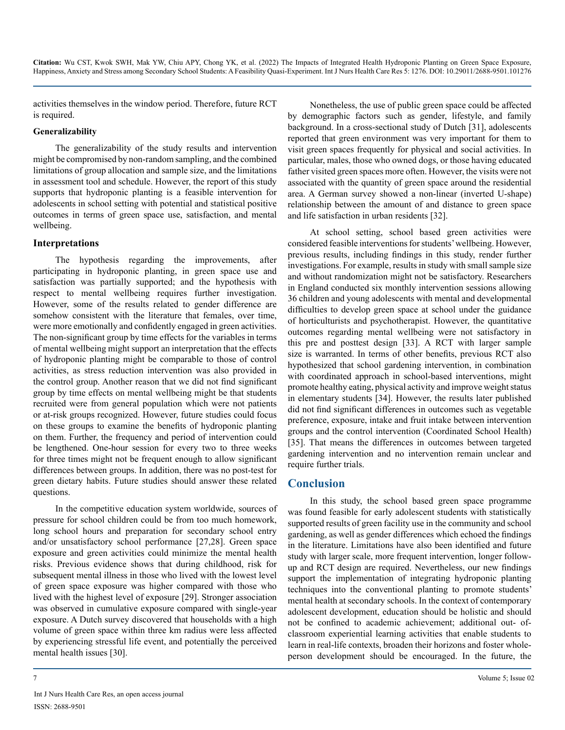activities themselves in the window period. Therefore, future RCT is required.

### Generalizability

The generalizability of the study results and intervention might be compromised by non-random sampling, and the combined limitations of group allocation and sample size, and the limitations in assessment tool and schedule. However, the report of this study supports that hydroponic planting is a feasible intervention for adolescents in school setting with potential and statistical positive outcomes in terms of green space use, satisfaction, and mental wellbeing.

## Interpretations

The hypothesis regarding the improvements, after participating in hydroponic planting, in green space use and satisfaction was partially supported; and the hypothesis with respect to mental wellbeing requires further investigation. However, some of the results related to gender difference are somehow consistent with the literature that females, over time, were more emotionally and confidently engaged in green activities. The non-significant group by time effects for the variables in terms of mental wellbeing might support an interpretation that the effects of hydroponic planting might be comparable to those of control activities, as stress reduction intervention was also provided in the control group. Another reason that we did not find significant group by time effects on mental wellbeing might be that students recruited were from general population which were not patients or at-risk groups recognized. However, future studies could focus on these groups to examine the benefits of hydroponic planting on them. Further, the frequency and period of intervention could be lengthened. One-hour session for every two to three weeks for three times might not be frequent enough to allow significant differences between groups. In addition, there was no post-test for green dietary habits. Future studies should answer these related questions.

In the competitive education system worldwide, sources of pressure for school children could be from too much homework, long school hours and preparation for secondary school entry and/or unsatisfactory school performance [27,28]. Green space exposure and green activities could minimize the mental health risks. Previous evidence shows that during childhood, risk for subsequent mental illness in those who lived with the lowest level of green space exposure was higher compared with those who lived with the highest level of exposure [29]. Stronger association was observed in cumulative exposure compared with single-year exposure. A Dutch survey discovered that households with a high volume of green space within three km radius were less affected by experiencing stressful life event, and potentially the perceived mental health issues [30].

Nonetheless, the use of public green space could be affected by demographic factors such as gender, lifestyle, and family background. In a cross-sectional study of Dutch [31], adolescents reported that green environment was very important for them to visit green spaces frequently for physical and social activities. In particular, males, those who owned dogs, or those having educated father visited green spaces more often. However, the visits were not associated with the quantity of green space around the residential area. A German survey showed a non-linear (inverted U-shape) relationship between the amount of and distance to green space and life satisfaction in urban residents [32].

At school setting, school based green activities were considered feasible interventions for students' wellbeing. However, previous results, including findings in this study, render further investigations. For example, results in study with small sample size and without randomization might not be satisfactory. Researchers in England conducted six monthly intervention sessions allowing 36 children and young adolescents with mental and developmental difficulties to develop green space at school under the guidance of horticulturists and psychotherapist. However, the quantitative outcomes regarding mental wellbeing were not satisfactory in this pre and posttest design [33]. A RCT with larger sample size is warranted. In terms of other benefits, previous RCT also hypothesized that school gardening intervention, in combination with coordinated approach in school-based interventions, might promote healthy eating, physical activity and improve weight status in elementary students [34]. However, the results later published did not find significant differences in outcomes such as vegetable preference, exposure, intake and fruit intake between intervention groups and the control intervention (Coordinated School Health) [35]. That means the differences in outcomes between targeted gardening intervention and no intervention remain unclear and require further trials.

## Conclusion

In this study, the school based green space programme was found feasible for early adolescent students with statistically supported results of green facility use in the community and school gardening, as well as gender differences which echoed the findings in the literature. Limitations have also been identified and future study with larger scale, more frequent intervention, longer follow-up and RCT design are required. Nevertheless, our new findings support the implementation of integrating hydroponic planting techniques into the conventional planting to promote students' mental health at secondary schools. In the context of contemporary adolescent development, education should be holistic and should not be confined to academic achievement; additional out- of-classroom experiential learning activities that enable students to learn in real-life contexts, broaden their horizons and foster whole-person development should be encouraged. In the future, the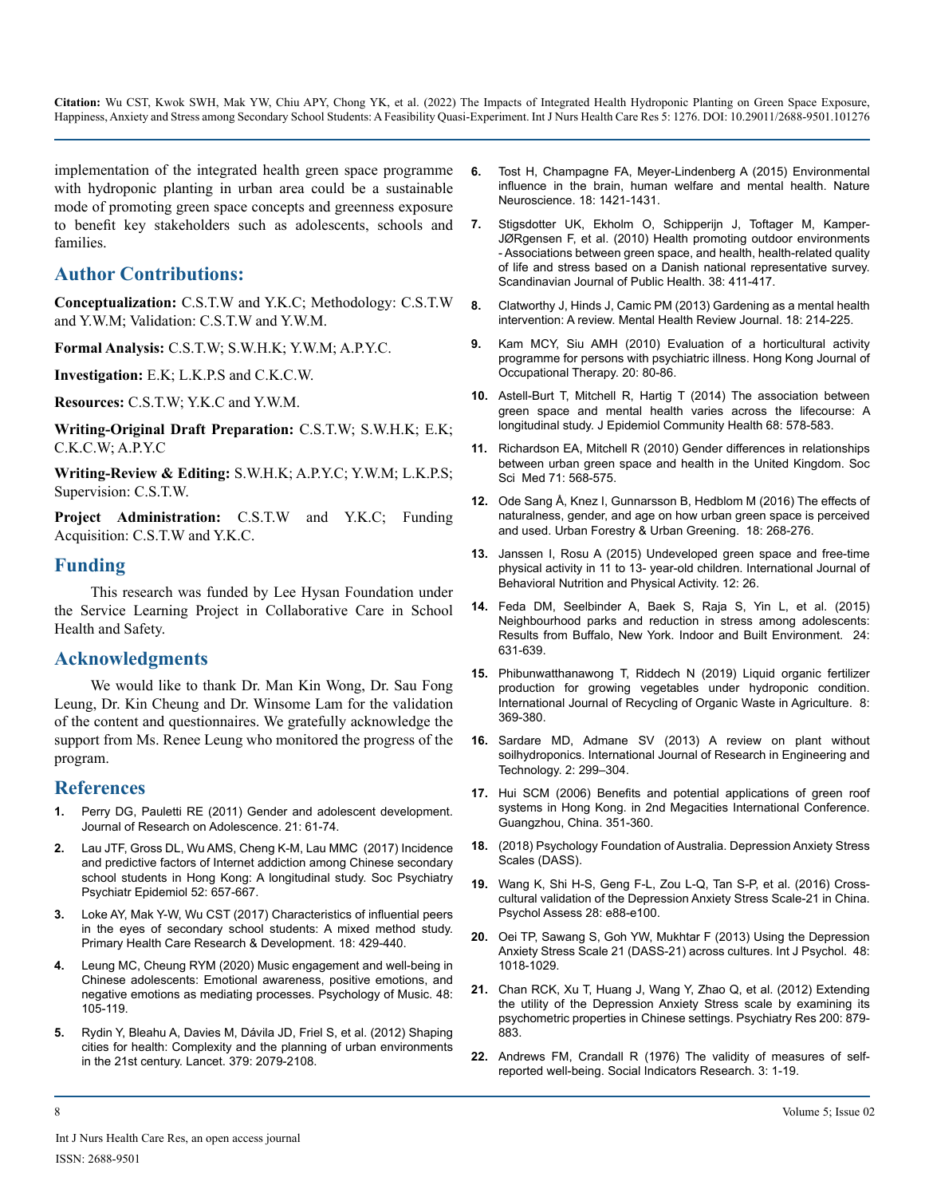implementation of the integrated health green space programme with hydroponic planting in urban area could be a sustainable mode of promoting green space concepts and greenness exposure to benefit key stakeholders such as adolescents, schools and families.

## Author Contributions:

**Conceptualization:** C.S.T.W and Y.K.C; Methodology: C.S.T.W and Y.W.M; Validation: C.S.T.W and Y.W.M.

**Formal Analysis:** C.S.T.W; S.W.H.K; Y.W.M; A.P.Y.C.

**Investigation:** E.K; L.K.P.S and C.K.C.W.

**Resources:** C.S.T.W; Y.K.C and Y.W.M.

**Writing-Original Draft Preparation:** C.S.T.W; S.W.H.K; E.K; C.K.C.W; A.P.Y.C

**Writing-Review & Editing:** S.W.H.K; A.P.Y.C; Y.W.M; L.K.P.S; Supervision: C.S.T.W.

**Project Administration:** C.S.T.W and Y.K.C; Funding Acquisition: C.S.T.W and Y.K.C.

## Funding

This research was funded by Lee Hysan Foundation under the Service Learning Project in Collaborative Care in School Health and Safety.

## Acknowledgments

We would like to thank Dr. Man Kin Wong, Dr. Sau Fong Leung, Dr. Kin Cheung and Dr. Winsome Lam for the validation of the content and questionnaires. We gratefully acknowledge the support from Ms. Renee Leung who monitored the progress of the program.

## References

1. Perry DG, Pauletti RE (2011) Gender and adolescent development. Journal of Research on Adolescence. 21: 61-74.
2. Lau JTF, Gross DL, Wu AMS, Cheng K-M, Lau MMC (2017) Incidence and predictive factors of Internet addiction among Chinese secondary school students in Hong Kong: A longitudinal study. Soc Psychiatry Psychiatr Epidemiol 52: 657-667.
3. Loke AY, Mak Y-W, Wu CST (2017) Characteristics of influential peers in the eyes of secondary school students: A mixed method study. Primary Health Care Research & Development. 18: 429-440.
4. Leung MC, Cheung RYM (2020) Music engagement and well-being in Chinese adolescents: Emotional awareness, positive emotions, and negative emotions as mediating processes. Psychology of Music. 48: 105-119.
5. Rydin Y, Bleahu A, Davies M, Dávila JD, Friel S, et al. (2012) Shaping cities for health: Complexity and the planning of urban environments in the 21st century. Lancet. 379: 2079-2108.
6. Tost H, Champagne FA, Meyer-Lindenberg A (2015) Environmental influence in the brain, human welfare and mental health. Nature Neuroscience. 18: 1421-1431.
7. Stigsdotter UK, Ekholm O, Schipperijn J, Toftager M, Kamper-JØRgensen F, et al. (2010) Health promoting outdoor environments - Associations between green space, and health, health-related quality of life and stress based on a Danish national representative survey. Scandinavian Journal of Public Health. 38: 411-417.
8. Clatworthy J, Hinds J, Camic PM (2013) Gardening as a mental health intervention: A review. Mental Health Review Journal. 18: 214-225.
9. Kam MCY, Siu AMH (2010) Evaluation of a horticultural activity programme for persons with psychiatric illness. Hong Kong Journal of Occupational Therapy. 20: 80-86.
10. Astell-Burt T, Mitchell R, Hartig T (2014) The association between green space and mental health varies across the lifecourse: A longitudinal study. J Epidemiol Community Health 68: 578-583.
11. Richardson EA, Mitchell R (2010) Gender differences in relationships between urban green space and health in the United Kingdom. Soc Sci Med 71: 568-575.
12. Ode Sang Å, Knez I, Gunnarsson B, Hedblom M (2016) The effects of naturalness, gender, and age on how urban green space is perceived and used. Urban Forestry & Urban Greening. 18: 268-276.
13. Janssen I, Rosu A (2015) Undeveloped green space and free-time physical activity in 11 to 13- year-old children. International Journal of Behavioral Nutrition and Physical Activity. 12: 26.
14. Feda DM, Seelbinder A, Baek S, Raja S, Yin L, et al. (2015) Neighbourhood parks and reduction in stress among adolescents: Results from Buffalo, New York. Indoor and Built Environment. 24: 631-639.
15. Phibunwatthanawong T, Riddech N (2019) Liquid organic fertilizer production for growing vegetables under hydroponic condition. International Journal of Recycling of Organic Waste in Agriculture. 8: 369-380.
16. Sardare MD, Admane SV (2013) A review on plant without soilhydroponics. International Journal of Research in Engineering and Technology. 2: 299–304.
17. Hui SCM (2006) Benefits and potential applications of green roof systems in Hong Kong. in 2nd Megacities International Conference. Guangzhou, China. 351-360.
18. (2018) Psychology Foundation of Australia. Depression Anxiety Stress Scales (DASS).
19. Wang K, Shi H-S, Geng F-L, Zou L-Q, Tan S-P, et al. (2016) Cross-cultural validation of the Depression Anxiety Stress Scale-21 in China. Psychol Assess 28: e88-e100.
20. Oei TP, Sawang S, Goh YW, Mukhtar F (2013) Using the Depression Anxiety Stress Scale 21 (DASS-21) across cultures. Int J Psychol. 48: 1018-1029.
21. Chan RCK, Xu T, Huang J, Wang Y, Zhao Q, et al. (2012) Extending the utility of the Depression Anxiety Stress scale by examining its psychometric properties in Chinese settings. Psychiatry Res 200: 879-883.
22. Andrews FM, Crandall R (1976) The validity of measures of self-reported well-being. Social Indicators Research. 3: 1-19.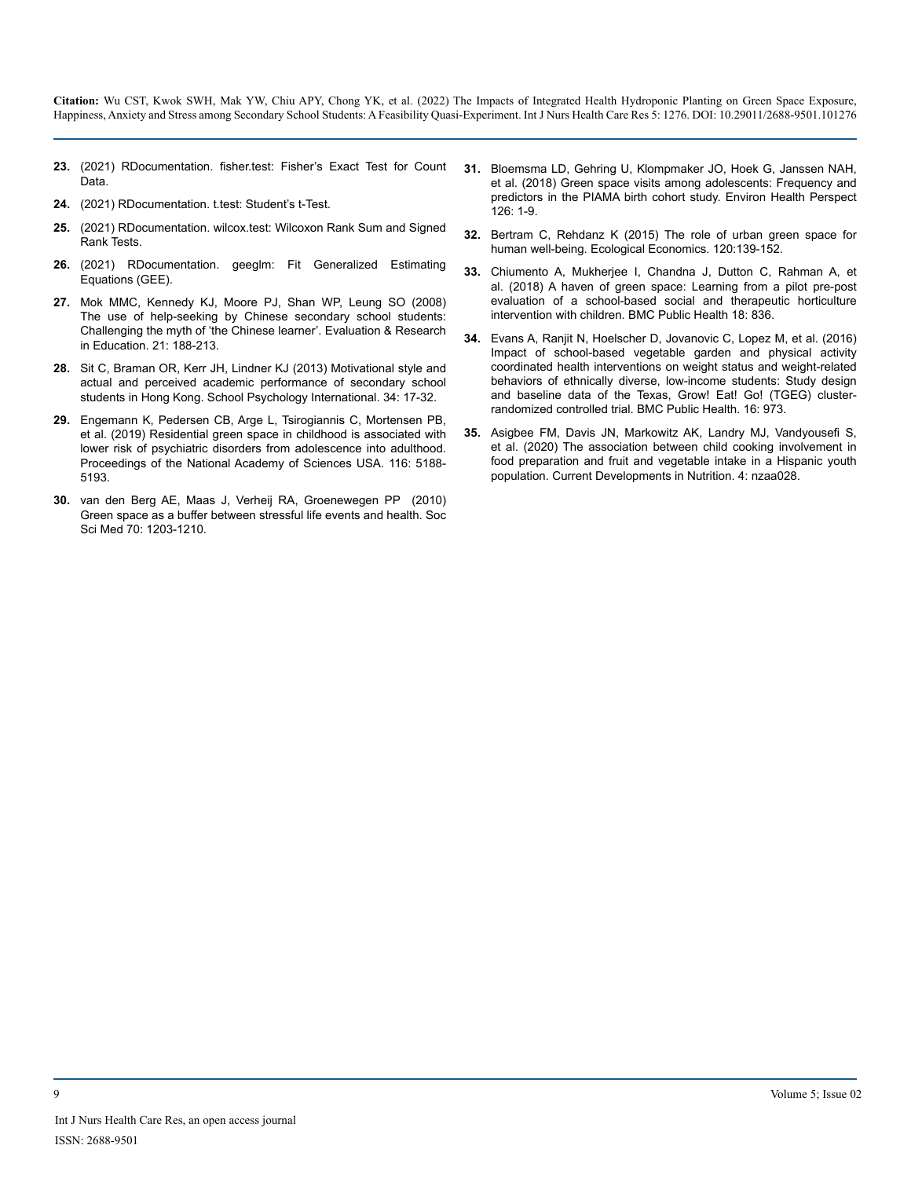23. (2021) RDocumentation. fisher.test: Fisher's Exact Test for Count Data.

24. (2021) RDocumentation. t.test: Student's t-Test.

25. (2021) RDocumentation. wilcox.test: Wilcoxon Rank Sum and Signed Rank Tests.

26. (2021) RDocumentation. geeglm: Fit Generalized Estimating Equations (GEE).

27. Mok MMC, Kennedy KJ, Moore PJ, Shan WP, Leung SO (2008) The use of help-seeking by Chinese secondary school students: Challenging the myth of 'the Chinese learner'. Evaluation & Research in Education. 21: 188-213.

28. Sit C, Braman OR, Kerr JH, Lindner KJ (2013) Motivational style and actual and perceived academic performance of secondary school students in Hong Kong. School Psychology International. 34: 17-32.

29. Engemann K, Pedersen CB, Arge L, Tsirogiannis C, Mortensen PB, et al. (2019) Residential green space in childhood is associated with lower risk of psychiatric disorders from adolescence into adulthood. Proceedings of the National Academy of Sciences USA. 116: 5188-5193.

30. van den Berg AE, Maas J, Verheij RA, Groenewegen PP (2010) Green space as a buffer between stressful life events and health. Soc Sci Med 70: 1203-1210.

31. Bloemsma LD, Gehring U, Klompmaker JO, Hoek G, Janssen NAH, et al. (2018) Green space visits among adolescents: Frequency and predictors in the PIAMA birth cohort study. Environ Health Perspect 126: 1-9.

32. Bertram C, Rehdanz K (2015) The role of urban green space for human well-being. Ecological Economics. 120:139-152.

33. Chiumento A, Mukherjee I, Chandna J, Dutton C, Rahman A, et al. (2018) A haven of green space: Learning from a pilot pre-post evaluation of a school-based social and therapeutic horticulture intervention with children. BMC Public Health 18: 836.

34. Evans A, Ranjit N, Hoelscher D, Jovanovic C, Lopez M, et al. (2016) Impact of school-based vegetable garden and physical activity coordinated health interventions on weight status and weight-related behaviors of ethnically diverse, low-income students: Study design and baseline data of the Texas, Grow! Eat! Go! (TGEG) cluster-randomized controlled trial. BMC Public Health. 16: 973.

35. Asigbee FM, Davis JN, Markowitz AK, Landry MJ, Vandyousefi S, et al. (2020) The association between child cooking involvement in food preparation and fruit and vegetable intake in a Hispanic youth population. Current Developments in Nutrition. 4: nzaa028.